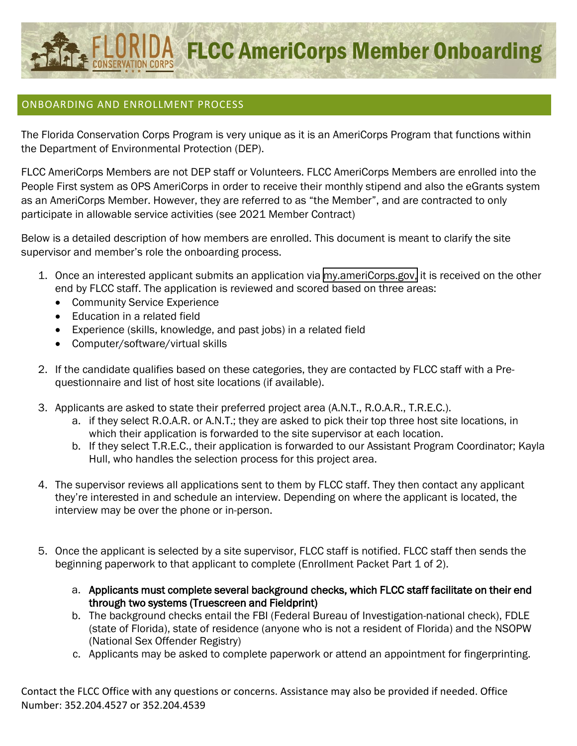# FLCC AmeriCorps Member Onboarding

## ONBOARDING AND ENROLLMENT PROCESS

The Florida Conservation Corps Program is very unique as it is an AmeriCorps Program that functions within the Department of Environmental Protection (DEP).

FLCC AmeriCorps Members are not DEP staff or Volunteers. FLCC AmeriCorps Members are enrolled into the People First system as OPS AmeriCorps in order to receive their monthly stipend and also the eGrants system as an AmeriCorps Member. However, they are referred to as "the Member", and are contracted to only participate in allowable service activities (see 2021 Member Contract)

Below is a detailed description of how members are enrolled. This document is meant to clarify the site supervisor and member's role the onboarding process.

1. Once an interested applicant submits an application via my.ameriCorps.gov, it is received on the other end by FLCC staff. The application is reviewed and scored based on three areas:
   - Community Service Experience
   - Education in a related field
   - Experience (skills, knowledge, and past jobs) in a related field
   - Computer/software/virtual skills

2. If the candidate qualifies based on these categories, they are contacted by FLCC staff with a Pre-questionnaire and list of host site locations (if available).

3. Applicants are asked to state their preferred project area (A.N.T., R.O.A.R., T.R.E.C.).
   a. if they select R.O.A.R. or A.N.T.; they are asked to pick their top three host site locations, in which their application is forwarded to the site supervisor at each location.
   b. If they select T.R.E.C., their application is forwarded to our Assistant Program Coordinator; Kayla Hull, who handles the selection process for this project area.

4. The supervisor reviews all applications sent to them by FLCC staff. They then contact any applicant they're interested in and schedule an interview. Depending on where the applicant is located, the interview may be over the phone or in-person.

5. Once the applicant is selected by a site supervisor, FLCC staff is notified. FLCC staff then sends the beginning paperwork to that applicant to complete (Enrollment Packet Part 1 of 2).
   a. **Applicants must complete several background checks, which FLCC staff facilitate on their end through two systems (Truescreen and Fieldprint)**
   b. The background checks entail the FBI (Federal Bureau of Investigation-national check), FDLE (state of Florida), state of residence (anyone who is not a resident of Florida) and the NSOPW (National Sex Offender Registry)
   c. Applicants may be asked to complete paperwork or attend an appointment for fingerprinting.

Contact the FLCC Office with any questions or concerns. Assistance may also be provided if needed. Office Number: 352.204.4527 or 352.204.4539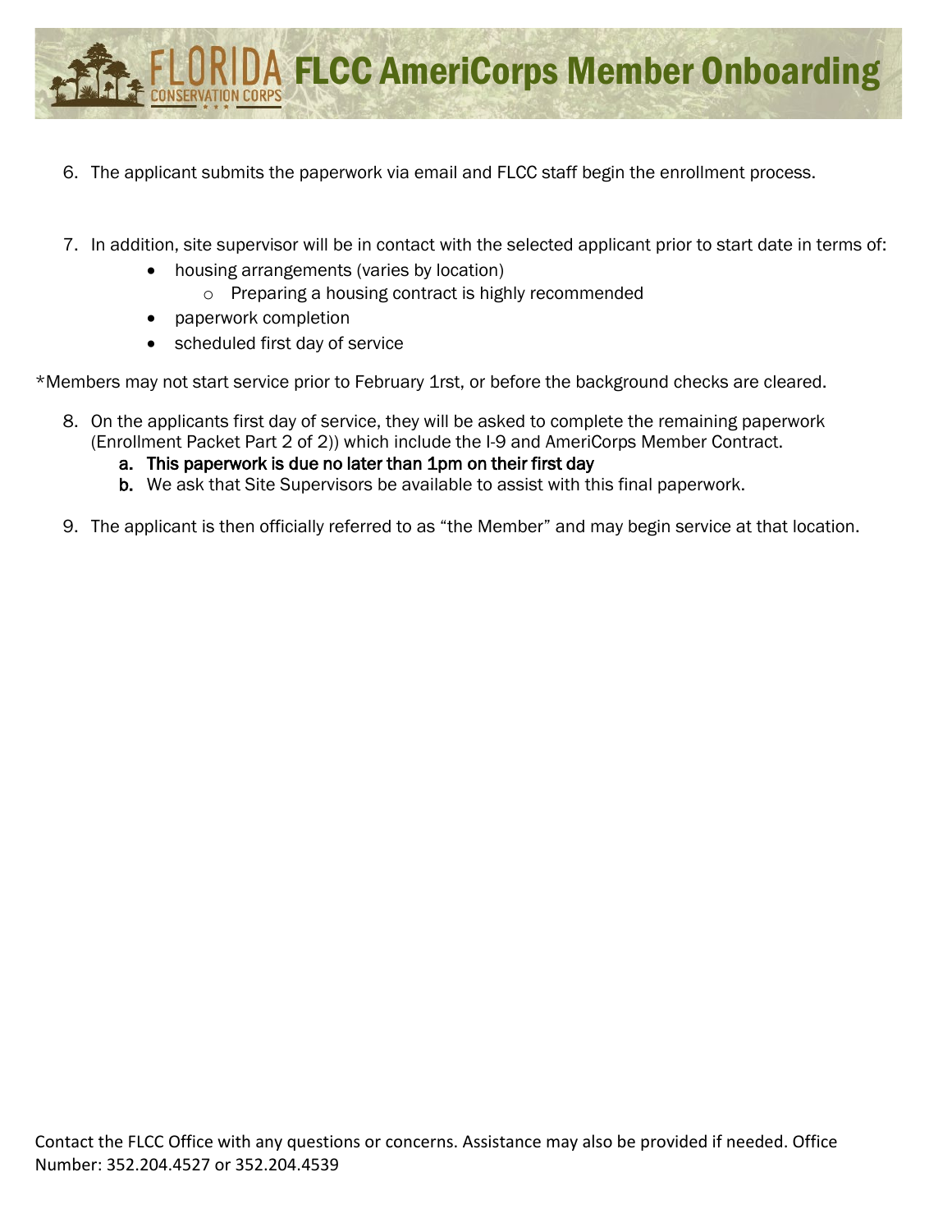6. The applicant submits the paperwork via email and FLCC staff begin the enrollment process.

7. In addition, site supervisor will be in contact with the selected applicant prior to start date in terms of:
   - housing arrangements (varies by location)
     - Preparing a housing contract is highly recommended
   - paperwork completion
   - scheduled first day of service

*Members may not start service prior to February 1rst, or before the background checks are cleared.

8. On the applicants first day of service, they will be asked to complete the remaining paperwork (Enrollment Packet Part 2 of 2)) which include the I-9 and AmeriCorps Member Contract.
   a. This paperwork is due no later than 1pm on their first day
   b. We ask that Site Supervisors be available to assist with this final paperwork.

9. The applicant is then officially referred to as "the Member" and may begin service at that location.

Contact the FLCC Office with any questions or concerns. Assistance may also be provided if needed. Office Number: 352.204.4527 or 352.204.4539